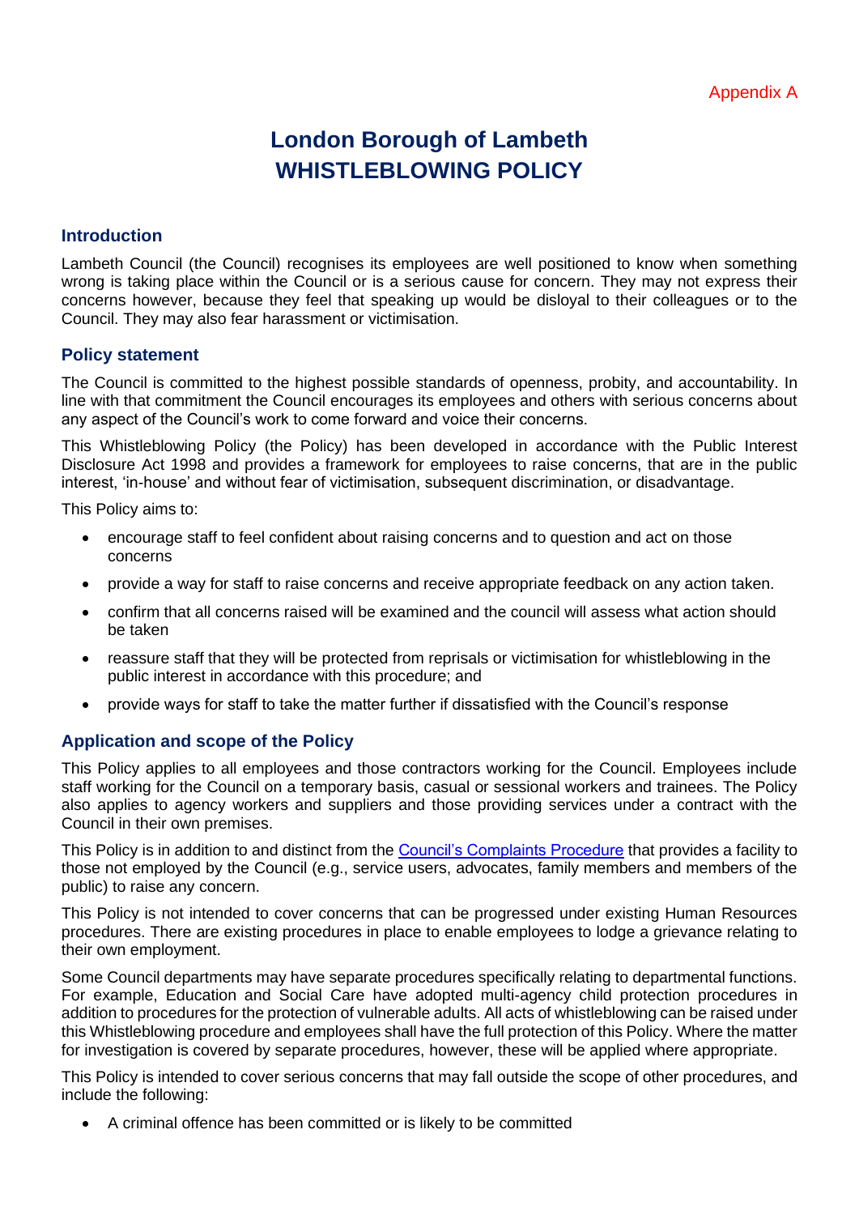Appendix A

# London Borough of Lambeth
# WHISTLEBLOWING POLICY

## Introduction

Lambeth Council (the Council) recognises its employees are well positioned to know when something wrong is taking place within the Council or is a serious cause for concern. They may not express their concerns however, because they feel that speaking up would be disloyal to their colleagues or to the Council. They may also fear harassment or victimisation.

## Policy statement

The Council is committed to the highest possible standards of openness, probity, and accountability. In line with that commitment the Council encourages its employees and others with serious concerns about any aspect of the Council's work to come forward and voice their concerns.

This Whistleblowing Policy (the Policy) has been developed in accordance with the Public Interest Disclosure Act 1998 and provides a framework for employees to raise concerns, that are in the public interest, 'in-house' and without fear of victimisation, subsequent discrimination, or disadvantage.

This Policy aims to:

- encourage staff to feel confident about raising concerns and to question and act on those concerns
- provide a way for staff to raise concerns and receive appropriate feedback on any action taken.
- confirm that all concerns raised will be examined and the council will assess what action should be taken
- reassure staff that they will be protected from reprisals or victimisation for whistleblowing in the public interest in accordance with this procedure; and
- provide ways for staff to take the matter further if dissatisfied with the Council's response

## Application and scope of the Policy

This Policy applies to all employees and those contractors working for the Council. Employees include staff working for the Council on a temporary basis, casual or sessional workers and trainees. The Policy also applies to agency workers and suppliers and those providing services under a contract with the Council in their own premises.

This Policy is in addition to and distinct from the Council's Complaints Procedure that provides a facility to those not employed by the Council (e.g., service users, advocates, family members and members of the public) to raise any concern.

This Policy is not intended to cover concerns that can be progressed under existing Human Resources procedures. There are existing procedures in place to enable employees to lodge a grievance relating to their own employment.

Some Council departments may have separate procedures specifically relating to departmental functions. For example, Education and Social Care have adopted multi-agency child protection procedures in addition to procedures for the protection of vulnerable adults. All acts of whistleblowing can be raised under this Whistleblowing procedure and employees shall have the full protection of this Policy. Where the matter for investigation is covered by separate procedures, however, these will be applied where appropriate.

This Policy is intended to cover serious concerns that may fall outside the scope of other procedures, and include the following:

- A criminal offence has been committed or is likely to be committed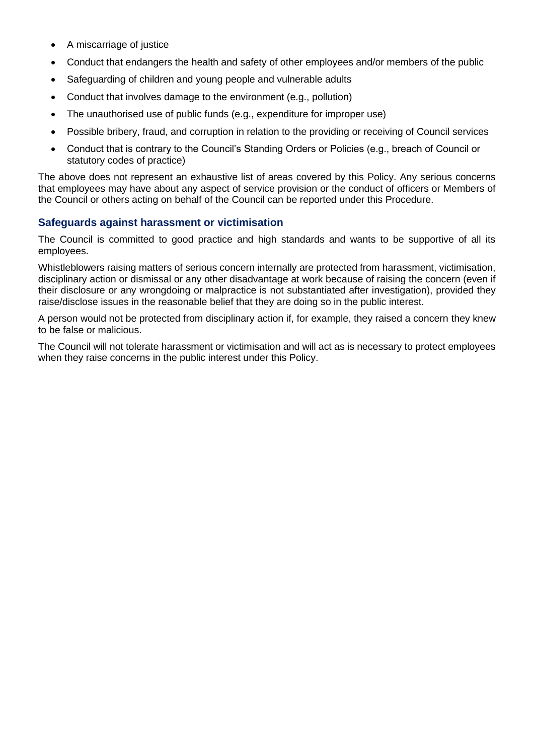- A miscarriage of justice
- Conduct that endangers the health and safety of other employees and/or members of the public
- Safeguarding of children and young people and vulnerable adults
- Conduct that involves damage to the environment (e.g., pollution)
- The unauthorised use of public funds (e.g., expenditure for improper use)
- Possible bribery, fraud, and corruption in relation to the providing or receiving of Council services
- Conduct that is contrary to the Council's Standing Orders or Policies (e.g., breach of Council or statutory codes of practice)

The above does not represent an exhaustive list of areas covered by this Policy. Any serious concerns that employees may have about any aspect of service provision or the conduct of officers or Members of the Council or others acting on behalf of the Council can be reported under this Procedure.

### Safeguards against harassment or victimisation

The Council is committed to good practice and high standards and wants to be supportive of all its employees.

Whistleblowers raising matters of serious concern internally are protected from harassment, victimisation, disciplinary action or dismissal or any other disadvantage at work because of raising the concern (even if their disclosure or any wrongdoing or malpractice is not substantiated after investigation), provided they raise/disclose issues in the reasonable belief that they are doing so in the public interest.

A person would not be protected from disciplinary action if, for example, they raised a concern they knew to be false or malicious.

The Council will not tolerate harassment or victimisation and will act as is necessary to protect employees when they raise concerns in the public interest under this Policy.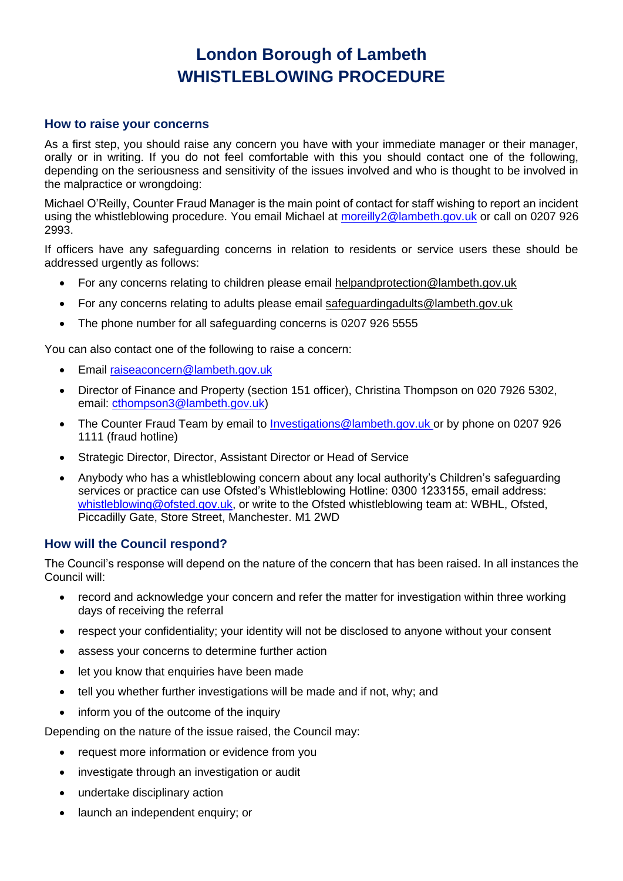# London Borough of Lambeth
# WHISTLEBLOWING PROCEDURE

## How to raise your concerns

As a first step, you should raise any concern you have with your immediate manager or their manager, orally or in writing. If you do not feel comfortable with this you should contact one of the following, depending on the seriousness and sensitivity of the issues involved and who is thought to be involved in the malpractice or wrongdoing:

Michael O'Reilly, Counter Fraud Manager is the main point of contact for staff wishing to report an incident using the whistleblowing procedure. You email Michael at moreilly2@lambeth.gov.uk or call on 0207 926 2993.

If officers have any safeguarding concerns in relation to residents or service users these should be addressed urgently as follows:

- For any concerns relating to children please email helpandprotection@lambeth.gov.uk
- For any concerns relating to adults please email safeguardingadults@lambeth.gov.uk
- The phone number for all safeguarding concerns is 0207 926 5555

You can also contact one of the following to raise a concern:

- Email raiseaconcern@lambeth.gov.uk
- Director of Finance and Property (section 151 officer), Christina Thompson on 020 7926 5302, email: cthompson3@lambeth.gov.uk)
- The Counter Fraud Team by email to Investigations@lambeth.gov.uk or by phone on 0207 926 1111 (fraud hotline)
- Strategic Director, Director, Assistant Director or Head of Service
- Anybody who has a whistleblowing concern about any local authority's Children's safeguarding services or practice can use Ofsted's Whistleblowing Hotline: 0300 1233155, email address: whistleblowing@ofsted.gov.uk, or write to the Ofsted whistleblowing team at: WBHL, Ofsted, Piccadilly Gate, Store Street, Manchester. M1 2WD

## How will the Council respond?

The Council's response will depend on the nature of the concern that has been raised. In all instances the Council will:

- record and acknowledge your concern and refer the matter for investigation within three working days of receiving the referral
- respect your confidentiality; your identity will not be disclosed to anyone without your consent
- assess your concerns to determine further action
- let you know that enquiries have been made
- tell you whether further investigations will be made and if not, why; and
- inform you of the outcome of the inquiry

Depending on the nature of the issue raised, the Council may:

- request more information or evidence from you
- investigate through an investigation or audit
- undertake disciplinary action
- launch an independent enquiry; or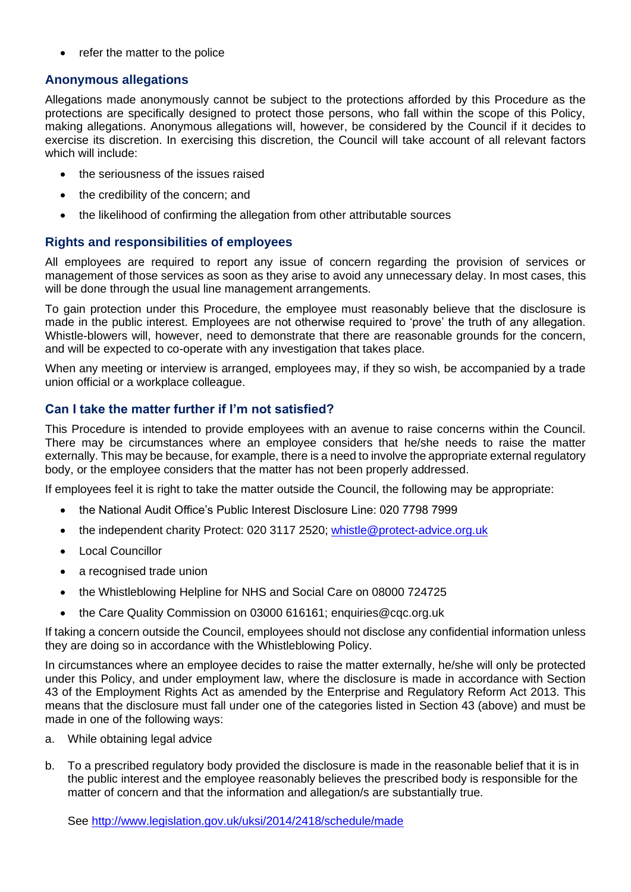- refer the matter to the police

## Anonymous allegations

Allegations made anonymously cannot be subject to the protections afforded by this Procedure as the protections are specifically designed to protect those persons, who fall within the scope of this Policy, making allegations. Anonymous allegations will, however, be considered by the Council if it decides to exercise its discretion. In exercising this discretion, the Council will take account of all relevant factors which will include:

- the seriousness of the issues raised
- the credibility of the concern; and
- the likelihood of confirming the allegation from other attributable sources

## Rights and responsibilities of employees

All employees are required to report any issue of concern regarding the provision of services or management of those services as soon as they arise to avoid any unnecessary delay. In most cases, this will be done through the usual line management arrangements.

To gain protection under this Procedure, the employee must reasonably believe that the disclosure is made in the public interest. Employees are not otherwise required to 'prove' the truth of any allegation. Whistle-blowers will, however, need to demonstrate that there are reasonable grounds for the concern, and will be expected to co-operate with any investigation that takes place.

When any meeting or interview is arranged, employees may, if they so wish, be accompanied by a trade union official or a workplace colleague.

## Can I take the matter further if I'm not satisfied?

This Procedure is intended to provide employees with an avenue to raise concerns within the Council. There may be circumstances where an employee considers that he/she needs to raise the matter externally. This may be because, for example, there is a need to involve the appropriate external regulatory body, or the employee considers that the matter has not been properly addressed.

If employees feel it is right to take the matter outside the Council, the following may be appropriate:

- the National Audit Office's Public Interest Disclosure Line: 020 7798 7999
- the independent charity Protect: 020 3117 2520; [whistle@protect-advice.org.uk](mailto:whistle@protect-advice.org.uk)
- Local Councillor
- a recognised trade union
- the Whistleblowing Helpline for NHS and Social Care on 08000 724725
- the Care Quality Commission on 03000 616161; enquiries@cqc.org.uk

If taking a concern outside the Council, employees should not disclose any confidential information unless they are doing so in accordance with the Whistleblowing Policy.

In circumstances where an employee decides to raise the matter externally, he/she will only be protected under this Policy, and under employment law, where the disclosure is made in accordance with Section 43 of the Employment Rights Act as amended by the Enterprise and Regulatory Reform Act 2013. This means that the disclosure must fall under one of the categories listed in Section 43 (above) and must be made in one of the following ways:

a. While obtaining legal advice

b. To a prescribed regulatory body provided the disclosure is made in the reasonable belief that it is in the public interest and the employee reasonably believes the prescribed body is responsible for the matter of concern and that the information and allegation/s are substantially true.

   See [http://www.legislation.gov.uk/uksi/2014/2418/schedule/made](http://www.legislation.gov.uk/uksi/2014/2418/schedule/made)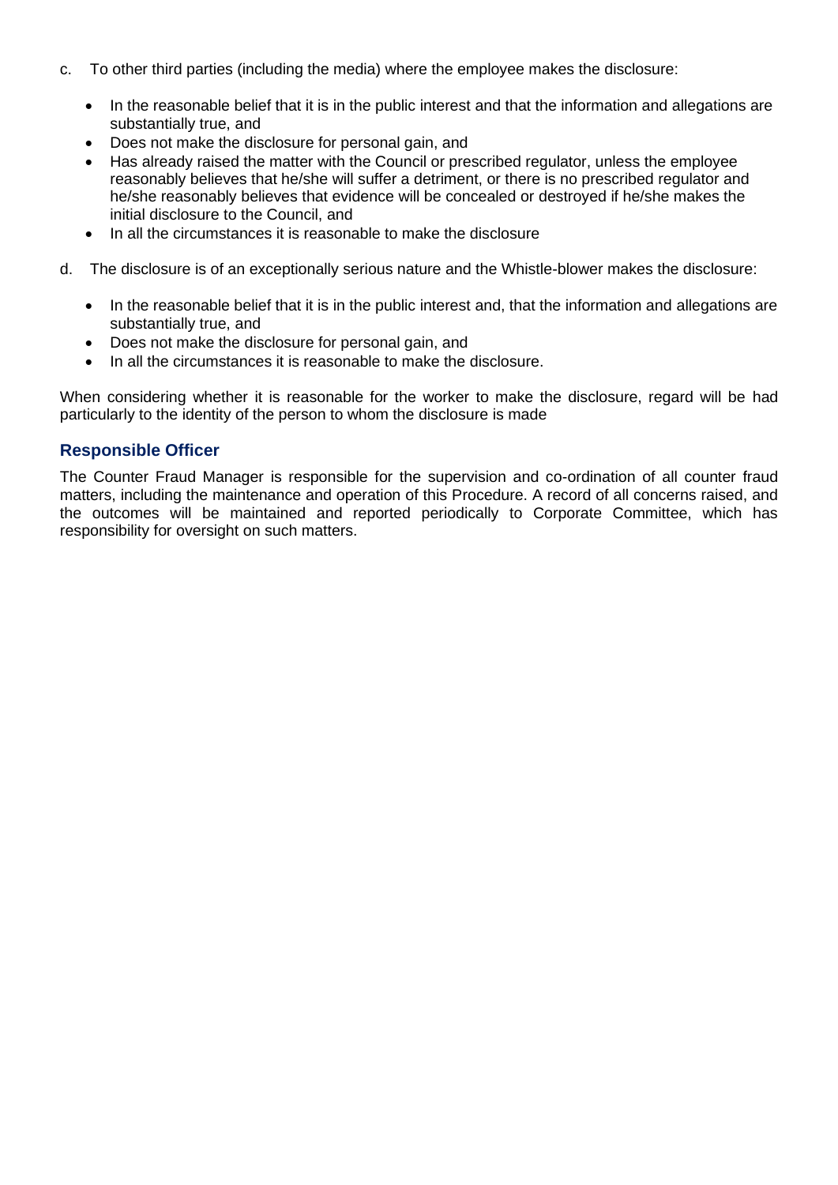c. To other third parties (including the media) where the employee makes the disclosure:

- In the reasonable belief that it is in the public interest and that the information and allegations are substantially true, and
- Does not make the disclosure for personal gain, and
- Has already raised the matter with the Council or prescribed regulator, unless the employee reasonably believes that he/she will suffer a detriment, or there is no prescribed regulator and he/she reasonably believes that evidence will be concealed or destroyed if he/she makes the initial disclosure to the Council, and
- In all the circumstances it is reasonable to make the disclosure

d. The disclosure is of an exceptionally serious nature and the Whistle-blower makes the disclosure:

- In the reasonable belief that it is in the public interest and, that the information and allegations are substantially true, and
- Does not make the disclosure for personal gain, and
- In all the circumstances it is reasonable to make the disclosure.

When considering whether it is reasonable for the worker to make the disclosure, regard will be had particularly to the identity of the person to whom the disclosure is made

## Responsible Officer

The Counter Fraud Manager is responsible for the supervision and co-ordination of all counter fraud matters, including the maintenance and operation of this Procedure. A record of all concerns raised, and the outcomes will be maintained and reported periodically to Corporate Committee, which has responsibility for oversight on such matters.